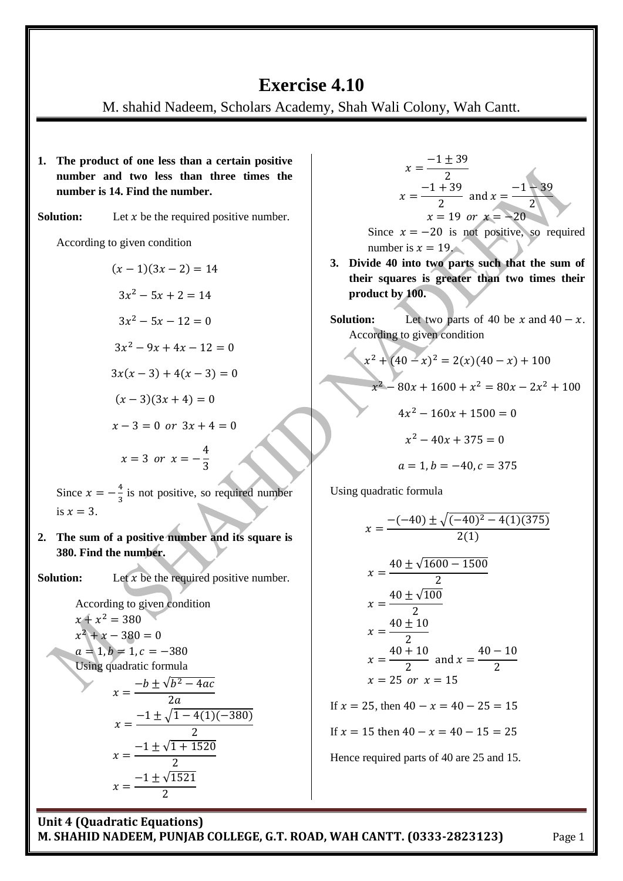# Exercise 4.10

M. shahid Nadeem, Scholars Academy, Shah Wali Colony, Wah Cantt.

**1. The product of one less than a certain positive number and two less than three times the number is 14. Find the number.**

**Solution:** Let $x$ be the required positive number.

According to given condition

$$(x-1)(3x-2) = 14$$

$$3x^2 - 5x + 2 = 14$$

$$3x^2 - 5x - 12 = 0$$

$$3x^2 - 9x + 4x - 12 = 0$$

$$3x(x-3) + 4(x-3) = 0$$

$$(x-3)(3x+4) = 0$$

$$x - 3 = 0 \ \ or \ \ 3x + 4 = 0$$

$$x = 3 \ \ or \ \ x = -\frac{4}{3}$$

Since $x = -\frac{4}{3}$ is not positive, so required number is $x = 3$.

**2. The sum of a positive number and its square is 380. Find the number.**

**Solution:** Let $x$ be the required positive number.

According to given condition

$x + x^2 = 380$

$x^2 + x - 380 = 0$

$a = 1, b = 1, c = -380$

Using quadratic formula

$$x = \frac{-b \pm \sqrt{b^2 - 4ac}}{2a}$$

$$x = \frac{-1 \pm \sqrt{1 - 4(1)(-380)}}{2}$$

$$x = \frac{-1 \pm \sqrt{1 + 1520}}{2}$$

$$x = \frac{-1 \pm \sqrt{1521}}{2}$$

$$x = \frac{-1 \pm 39}{2}$$

$$x = \frac{-1 + 39}{2} \ \text{ and } x = \frac{-1 - 39}{2}$$

$$x = 19 \ \ or \ \ x = -20$$

Since $x = -20$ is not positive, so required number is $x = 19$.

**3. Divide 40 into two parts such that the sum of their squares is greater than two times their product by 100.**

**Solution:** Let two parts of 40 be $x$ and $40 - x$. According to given condition

$$x^2 + (40 - x)^2 = 2(x)(40 - x) + 100$$

$$x^2 - 80x + 1600 + x^2 = 80x - 2x^2 + 100$$

$$4x^2 - 160x + 1500 = 0$$

$$x^2 - 40x + 375 = 0$$

$$a = 1, b = -40, c = 375$$

Using quadratic formula

$$x = \frac{-(-40) \pm \sqrt{(-40)^2 - 4(1)(375)}}{2(1)}$$

$$x = \frac{40 \pm \sqrt{1600 - 1500}}{2}$$

$$x = \frac{40 \pm \sqrt{100}}{2}$$

$$x = \frac{40 \pm 10}{2}$$

$$x = \frac{40 + 10}{2} \ \text{ and } x = \frac{40 - 10}{2}$$

$$x = 25 \ \ or \ \ x = 15$$

If $x = 25$, then $40 - x = 40 - 25 = 15$

If $x = 15$ then $40 - x = 40 - 15 = 25$

Hence required parts of 40 are 25 and 15.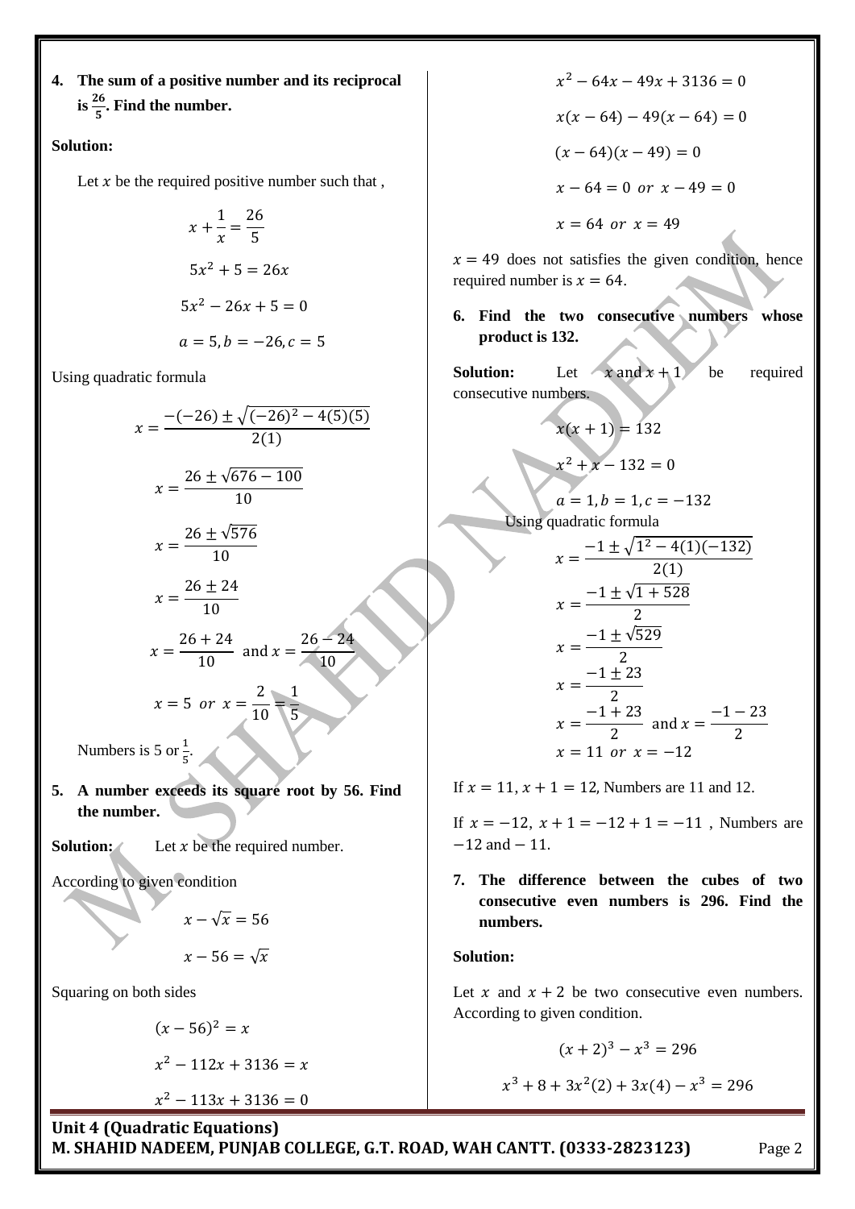**4. The sum of a positive number and its reciprocal is $\frac{26}{5}$. Find the number.**

**Solution:**

Let $x$ be the required positive number such that ,

$$x + \frac{1}{x} = \frac{26}{5}$$

$$5x^2 + 5 = 26x$$

$$5x^2 - 26x + 5 = 0$$

$$a = 5, b = -26, c = 5$$

Using quadratic formula

$$x = \frac{-(-26) \pm \sqrt{(-26)^2 - 4(5)(5)}}{2(1)}$$

$$x = \frac{26 \pm \sqrt{676 - 100}}{10}$$

$$x = \frac{26 \pm \sqrt{576}}{10}$$

$$x = \frac{26 \pm 24}{10}$$

$$x = \frac{26 + 24}{10} \text{ and } x = \frac{26 - 24}{10}$$

$$x = 5 \text{ or } x = \frac{2}{10} = \frac{1}{5}$$

Numbers is 5 or $\frac{1}{5}$.

**5. A number exceeds its square root by 56. Find the number.**

**Solution:** Let $x$ be the required number.

According to given condition

$$x - \sqrt{x} = 56$$

$$x - 56 = \sqrt{x}$$

Squaring on both sides

$$(x - 56)^2 = x$$

$$x^2 - 112x + 3136 = x$$

$$x^2 - 113x + 3136 = 0$$

$$x^2 - 64x - 49x + 3136 = 0$$

$$x(x - 64) - 49(x - 64) = 0$$

$$(x - 64)(x - 49) = 0$$

$$x - 64 = 0 \text{ or } x - 49 = 0$$

$$x = 64 \text{ or } x = 49$$

$x = 49$ does not satisfies the given condition, hence required number is $x = 64$.

**6. Find the two consecutive numbers whose product is 132.**

**Solution:** Let $x$ and $x + 1$ be required consecutive numbers.

$$x(x + 1) = 132$$

$$x^2 + x - 132 = 0$$

$$a = 1, b = 1, c = -132$$

Using quadratic formula

$$x = \frac{-1 \pm \sqrt{1^2 - 4(1)(-132)}}{2(1)}$$

$$x = \frac{-1 \pm \sqrt{1 + 528}}{2}$$

$$x = \frac{-1 \pm \sqrt{529}}{2}$$

$$x = \frac{-1 \pm 23}{2}$$

$$x = \frac{-1 + 23}{2} \text{ and } x = \frac{-1 - 23}{2}$$

$$x = 11 \text{ or } x = -12$$

If $x = 11, x + 1 = 12$, Numbers are 11 and 12.

If $x = -12,\ x + 1 = -12 + 1 = -11$ , Numbers are $-12$ and $-11$.

**7. The difference between the cubes of two consecutive even numbers is 296. Find the numbers.**

**Solution:**

Let $x$ and $x + 2$ be two consecutive even numbers. According to given condition.

$$(x + 2)^3 - x^3 = 296$$

$$x^3 + 8 + 3x^2(2) + 3x(4) - x^3 = 296$$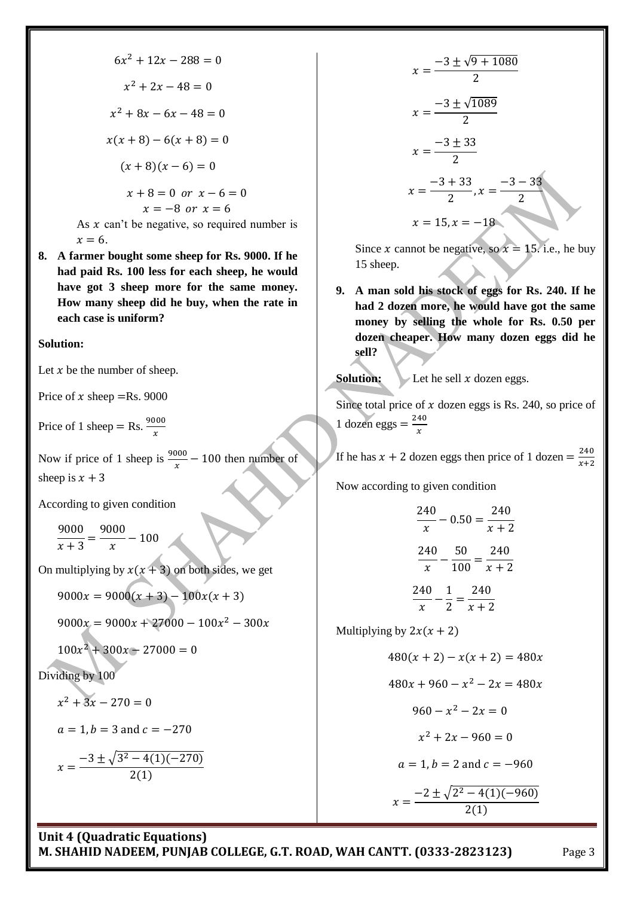$$6x^2 + 12x - 288 = 0$$

$$x^2 + 2x - 48 = 0$$

$$x^2 + 8x - 6x - 48 = 0$$

$$x(x+8) - 6(x+8) = 0$$

$$(x+8)(x-6) = 0$$

$$x + 8 = 0 \text{ or } x - 6 = 0$$
$$x = -8 \text{ or } x = 6$$

As $x$ can't be negative, so required number is $x = 6$.

**8. A farmer bought some sheep for Rs. 9000. If he had paid Rs. 100 less for each sheep, he would have got 3 sheep more for the same money. How many sheep did he buy, when the rate in each case is uniform?**

**Solution:**

Let $x$ be the number of sheep.

Price of $x$ sheep =Rs. 9000

Price of 1 sheep = Rs. $\frac{9000}{x}$

Now if price of 1 sheep is $\frac{9000}{x} - 100$ then number of sheep is $x + 3$

According to given condition

$$\frac{9000}{x+3} = \frac{9000}{x} - 100$$

On multiplying by $x(x+3)$ on both sides, we get

$$9000x = 9000(x+3) - 100x(x+3)$$

$$9000x = 9000x + 27000 - 100x^2 - 300x$$

$$100x^2 + 300x - 27000 = 0$$

Dividing by 100

$$x^2 + 3x - 270 = 0$$

$$a = 1, b = 3 \text{ and } c = -270$$

$$x = \frac{-3 \pm \sqrt{3^2 - 4(1)(-270)}}{2(1)}$$

$$x = \frac{-3 \pm \sqrt{9 + 1080}}{2}$$

$$x = \frac{-3 \pm \sqrt{1089}}{2}$$

$$x = \frac{-3 \pm 33}{2}$$

$$x = \frac{-3 + 33}{2}, x = \frac{-3 - 33}{2}$$

$$x = 15, x = -18$$

Since $x$ cannot be negative, so $x = 15$. i.e., he buy 15 sheep.

**9. A man sold his stock of eggs for Rs. 240. If he had 2 dozen more, he would have got the same money by selling the whole for Rs. 0.50 per dozen cheaper. How many dozen eggs did he sell?**

**Solution:** Let he sell $x$ dozen eggs.

Since total price of $x$ dozen eggs is Rs. 240, so price of 1 dozen eggs $= \frac{240}{x}$

If he has $x + 2$ dozen eggs then price of 1 dozen $= \frac{240}{x+2}$

Now according to given condition

$$\frac{240}{x} - 0.50 = \frac{240}{x+2}$$

$$\frac{240}{x} - \frac{50}{100} = \frac{240}{x+2}$$

$$\frac{240}{x} - \frac{1}{2} = \frac{240}{x+2}$$

Multiplying by $2x(x+2)$

$$480(x+2) - x(x+2) = 480x$$

$$480x + 960 - x^2 - 2x = 480x$$

$$960 - x^2 - 2x = 0$$

$$x^2 + 2x - 960 = 0$$

$$a = 1, b = 2 \text{ and } c = -960$$

$$x = \frac{-2 \pm \sqrt{2^2 - 4(1)(-960)}}{2(1)}$$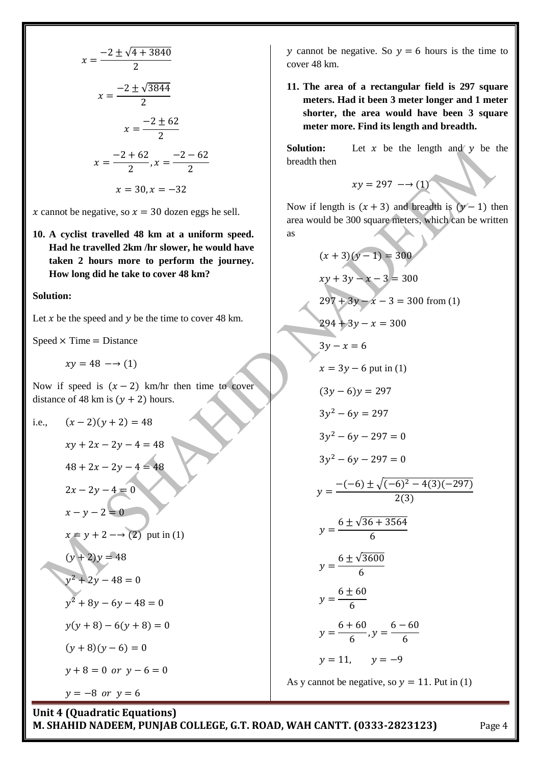$$x = \frac{-2 \pm \sqrt{4 + 3840}}{2}$$

$$x = \frac{-2 \pm \sqrt{3844}}{2}$$

$$x = \frac{-2 \pm 62}{2}$$

$$x = \frac{-2 + 62}{2}, x = \frac{-2 - 62}{2}$$

$$x = 30, x = -32$$

$x$ cannot be negative, so $x = 30$ dozen eggs he sell.

**10. A cyclist travelled 48 km at a uniform speed. Had he travelled 2km /hr slower, he would have taken 2 hours more to perform the journey. How long did he take to cover 48 km?**

**Solution:**

Let $x$ be the speed and $y$ be the time to cover 48 km.

Speed $\times$ Time $=$ Distance

$$xy = 48 \longrightarrow (1)$$

Now if speed is $(x - 2)$ km/hr then time to cover distance of 48 km is $(y + 2)$ hours.

i.e., $(x - 2)(y + 2) = 48$

$$xy + 2x - 2y - 4 = 48$$

$$48 + 2x - 2y - 4 = 48$$

$$2x - 2y - 4 = 0$$

$$x - y - 2 = 0$$

$$x = y + 2 \longrightarrow (2) \text{ put in (1)}$$

$$(y + 2)y = 48$$

$$y^2 + 2y - 48 = 0$$

$$y^2 + 8y - 6y - 48 = 0$$

$$y(y + 8) - 6(y + 8) = 0$$

$$(y + 8)(y - 6) = 0$$

$$y + 8 = 0 \text{ or } y - 6 = 0$$

$$y = -8 \text{ or } y = 6$$

$y$ cannot be negative. So $y = 6$ hours is the time to cover 48 km.

**11. The area of a rectangular field is 297 square meters. Had it been 3 meter longer and 1 meter shorter, the area would have been 3 square meter more. Find its length and breadth.**

**Solution:** Let $x$ be the length and $y$ be the breadth then

$$xy = 297 \longrightarrow (1)$$

Now if length is $(x + 3)$ and breadth is $(y - 1)$ then area would be 300 square meters, which can be written as

$$(x + 3)(y - 1) = 300$$

$$xy + 3y - x - 3 = 300$$

$$297 + 3y - x - 3 = 300 \text{ from (1)}$$

$$294 + 3y - x = 300$$

$$3y - x = 6$$

$$x = 3y - 6 \text{ put in (1)}$$

$$(3y - 6)y = 297$$

$$3y^2 - 6y = 297$$

$$3y^2 - 6y - 297 = 0$$

$$3y^2 - 6y - 297 = 0$$

$$y = \frac{-(-6) \pm \sqrt{(-6)^2 - 4(3)(-297)}}{2(3)}$$

$$y = \frac{6 \pm \sqrt{36 + 3564}}{6}$$

$$y = \frac{6 \pm \sqrt{3600}}{6}$$

$$y = \frac{6 \pm 60}{6}$$

$$y = \frac{6 + 60}{6}, y = \frac{6 - 60}{6}$$

$$y = 11, \quad y = -9$$

As y cannot be negative, so $y = 11$. Put in (1)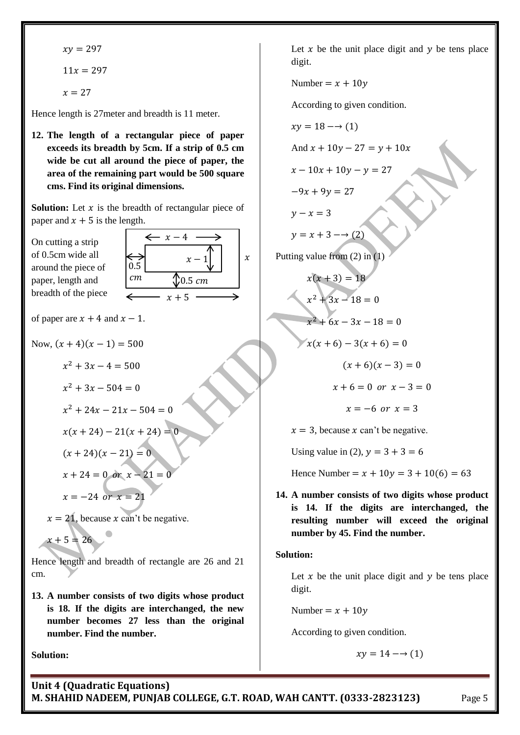$$xy = 297$$

$$11x = 297$$

$$x = 27$$

Hence length is 27meter and breadth is 11 meter.

**12. The length of a rectangular piece of paper exceeds its breadth by 5cm. If a strip of 0.5 cm wide be cut all around the piece of paper, the area of the remaining part would be 500 square cms. Find its original dimensions.**

**Solution:** Let $x$ is the breadth of rectangular piece of paper and $x + 5$ is the length.

On cutting a strip of 0.5cm wide all around the piece of paper, length and breadth of the piece of paper are $x + 4$ and $x - 1$.

Now, $(x + 4)(x - 1) = 500$

$$x^2 + 3x - 4 = 500$$

$$x^2 + 3x - 504 = 0$$

$$x^2 + 24x - 21x - 504 = 0$$

$$x(x + 24) - 21(x + 24) = 0$$

$$(x + 24)(x - 21) = 0$$

$$x + 24 = 0 \ or \ x - 21 = 0$$

$$x = -24 \ or \ x = 21$$

$x = 21$, because $x$ can't be negative.

$x + 5 = 26$

Hence length and breadth of rectangle are 26 and 21 cm.

**13. A number consists of two digits whose product is 18. If the digits are interchanged, the new number becomes 27 less than the original number. Find the number.**

**Solution:**

Let $x$ be the unit place digit and $y$ be tens place digit.

Number $= x + 10y$

According to given condition.

$$xy = 18 \longrightarrow (1)$$

And $x + 10y - 27 = y + 10x$

$$x - 10x + 10y - y = 27$$

$$-9x + 9y = 27$$

$$y - x = 3$$

$$y = x + 3 \longrightarrow (2)$$

Putting value from (2) in (1)

$$x(x + 3) = 18$$

$$x^2 + 3x - 18 = 0$$

$$x^2 + 6x - 3x - 18 = 0$$

$$x(x + 6) - 3(x + 6) = 0$$

$$(x + 6)(x - 3) = 0$$

$$x + 6 = 0 \ or \ x - 3 = 0$$

$$x = -6 \ or \ x = 3$$

$x = 3$, because $x$ can't be negative.

Using value in (2), $y = 3 + 3 = 6$

Hence Number $= x + 10y = 3 + 10(6) = 63$

**14. A number consists of two digits whose product is 14. If the digits are interchanged, the resulting number will exceed the original number by 45. Find the number.**

**Solution:**

Let $x$ be the unit place digit and $y$ be tens place digit.

Number $= x + 10y$

According to given condition.

$$xy = 14 \longrightarrow (1)$$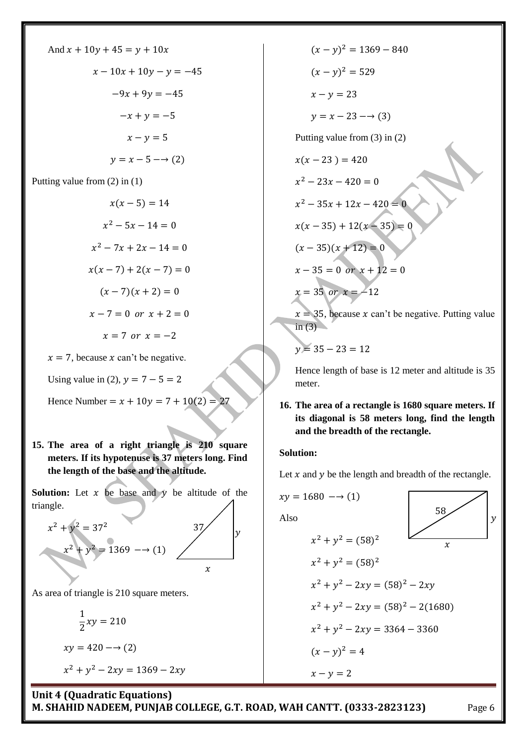And $x + 10y + 45 = y + 10x$

$$x - 10x + 10y - y = -45$$

$$-9x + 9y = -45$$

$$-x + y = -5$$

$$x - y = 5$$

$$y = x - 5 \longrightarrow (2)$$

Putting value from (2) in (1)

$$x(x - 5) = 14$$

$$x^2 - 5x - 14 = 0$$

$$x^2 - 7x + 2x - 14 = 0$$

$$x(x - 7) + 2(x - 7) = 0$$

$$(x - 7)(x + 2) = 0$$

$$x - 7 = 0 \ \text{or} \ x + 2 = 0$$

$$x = 7 \ \text{or} \ x = -2$$

$x = 7$, because $x$ can't be negative.

Using value in (2), $y = 7 - 5 = 2$

Hence Number $= x + 10y = 7 + 10(2) = 27$

**15. The area of a right triangle is 210 square meters. If its hypotenuse is 37 meters long. Find the length of the base and the altitude.**

**Solution:** Let $x$ be base and $y$ be altitude of the triangle.

$$x^2 + y^2 = 37^2$$

$$x^2 + y^2 = 1369 \longrightarrow (1)$$

As area of triangle is 210 square meters.

$$\frac{1}{2}xy = 210$$

$$xy = 420 \longrightarrow (2)$$

$$x^2 + y^2 - 2xy = 1369 - 2xy$$

$$(x - y)^2 = 1369 - 840$$

$$(x - y)^2 = 529$$

$$x - y = 23$$

$$y = x - 23 \longrightarrow (3)$$

Putting value from (3) in (2)

$$x(x - 23) = 420$$

$$x^2 - 23x - 420 = 0$$

$$x^2 - 35x + 12x - 420 = 0$$

$$x(x - 35) + 12(x - 35) = 0$$

$$(x - 35)(x + 12) = 0$$

$$x - 35 = 0 \ \text{or} \ x + 12 = 0$$

$$x = 35 \ \text{or} \ x = -12$$

$x = 35$, because $x$ can't be negative. Putting value in (3)

$$y = 35 - 23 = 12$$

Hence length of base is 12 meter and altitude is 35 meter.

**16. The area of a rectangle is 1680 square meters. If its diagonal is 58 meters long, find the length and the breadth of the rectangle.**

**Solution:**

Let $x$ and $y$ be the length and breadth of the rectangle.

$$xy = 1680 \longrightarrow (1)$$

Also

$$x^2 + y^2 = (58)^2$$

$$x^2 + y^2 = (58)^2$$

$$x^2 + y^2 - 2xy = (58)^2 - 2xy$$

$$x^2 + y^2 - 2xy = (58)^2 - 2(1680)$$

$$x^2 + y^2 - 2xy = 3364 - 3360$$

$$(x - y)^2 = 4$$

$$x - y = 2$$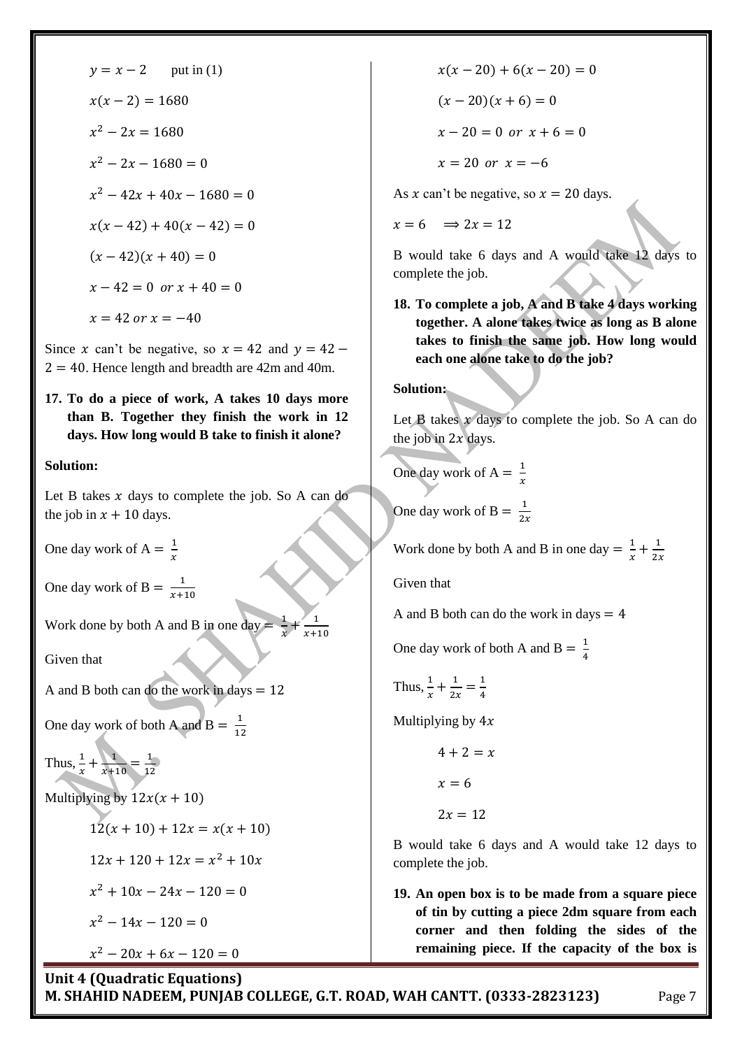$y = x - 2$ put in (1)

$x(x-2) = 1680$

$x^2 - 2x = 1680$

$x^2 - 2x - 1680 = 0$

$x^2 - 42x + 40x - 1680 = 0$

$x(x-42) + 40(x-42) = 0$

$(x-42)(x+40) = 0$

$x - 42 = 0$ *or* $x + 40 = 0$

$x = 42$ *or* $x = -40$

Since $x$ can't be negative, so $x = 42$ and $y = 42 - 2 = 40$. Hence length and breadth are 42m and 40m.

**17. To do a piece of work, A takes 10 days more than B. Together they finish the work in 12 days. How long would B take to finish it alone?**

**Solution:**

Let B takes $x$ days to complete the job. So A can do the job in $x + 10$ days.

One day work of A $= \frac{1}{x}$

One day work of B $= \frac{1}{x+10}$

Work done by both A and B in one day $= \frac{1}{x} + \frac{1}{x+10}$

Given that

A and B both can do the work in days $= 12$

One day work of both A and B $= \frac{1}{12}$

Thus, $\frac{1}{x} + \frac{1}{x+10} = \frac{1}{12}$

Multiplying by $12x(x+10)$

$12(x+10) + 12x = x(x+10)$

$12x + 120 + 12x = x^2 + 10x$

$x^2 + 10x - 24x - 120 = 0$

$x^2 - 14x - 120 = 0$

$x^2 - 20x + 6x - 120 = 0$

$x(x-20) + 6(x-20) = 0$

$(x-20)(x+6) = 0$

$x - 20 = 0$ *or* $x + 6 = 0$

$x = 20$ *or* $x = -6$

As $x$ can't be negative, so $x = 20$ days.

$x = 6 \quad \Rightarrow 2x = 12$

B would take 6 days and A would take 12 days to complete the job.

**18. To complete a job, A and B take 4 days working together. A alone takes twice as long as B alone takes to finish the same job. How long would each one alone take to do the job?**

**Solution:**

Let B takes $x$ days to complete the job. So A can do the job in $2x$ days.

One day work of A $= \frac{1}{x}$

One day work of B $= \frac{1}{2x}$

Work done by both A and B in one day $= \frac{1}{x} + \frac{1}{2x}$

Given that

A and B both can do the work in days $= 4$

One day work of both A and B $= \frac{1}{4}$

Thus, $\frac{1}{x} + \frac{1}{2x} = \frac{1}{4}$

Multiplying by $4x$

$4 + 2 = x$

$x = 6$

$2x = 12$

B would take 6 days and A would take 12 days to complete the job.

**19. An open box is to be made from a square piece of tin by cutting a piece 2dm square from each corner and then folding the sides of the remaining piece. If the capacity of the box is**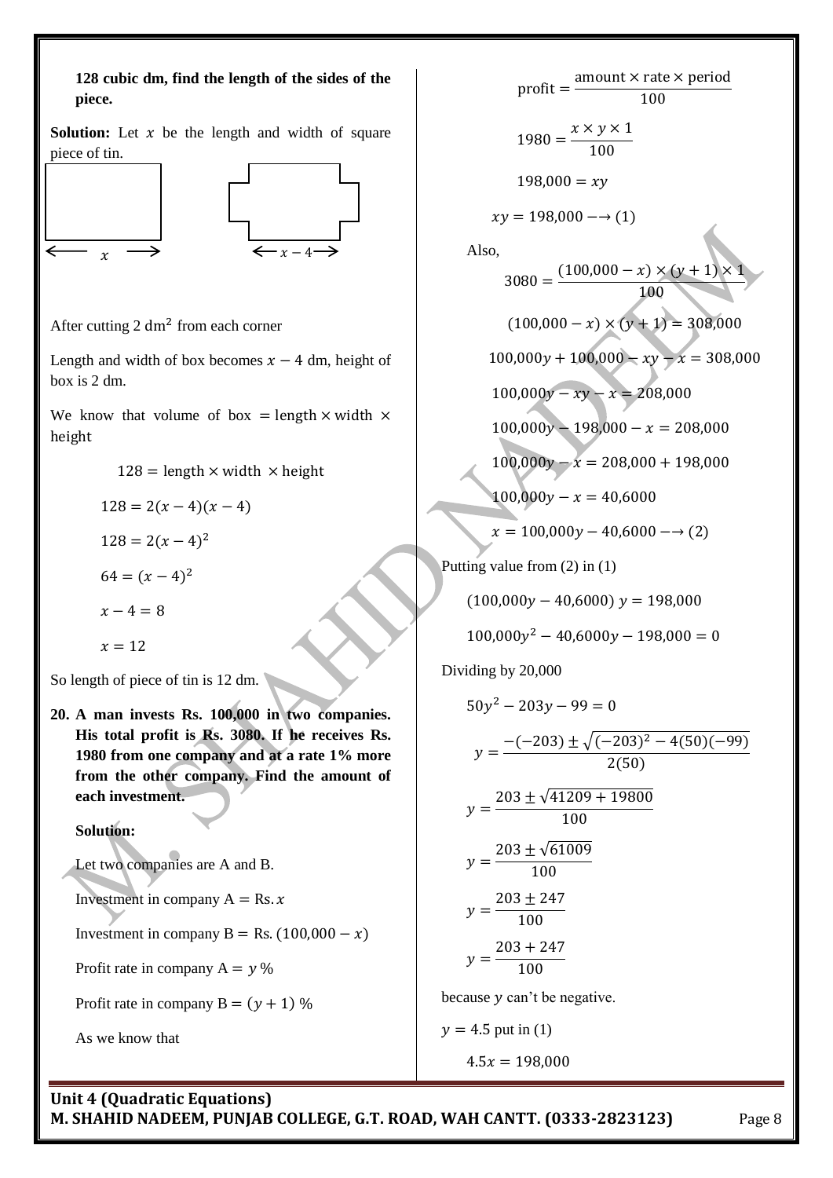**128 cubic dm, find the length of the sides of the piece.**

**Solution:** Let $x$ be the length and width of square piece of tin.

$\longleftarrow x \longrightarrow$ $\quad\quad$ $\longleftarrow x-4 \longrightarrow$

After cutting 2 $\text{dm}^2$ from each corner

Length and width of box becomes $x-4$ dm, height of box is 2 dm.

We know that volume of box $=$ length $\times$ width $\times$ height

$$128 = \text{length} \times \text{width } \times \text{height}$$

$$128 = 2(x-4)(x-4)$$

$$128 = 2(x-4)^2$$

$$64 = (x-4)^2$$

$$x-4 = 8$$

$$x = 12$$

So length of piece of tin is 12 dm.

**20. A man invests Rs. 100,000 in two companies. His total profit is Rs. 3080. If he receives Rs. 1980 from one company and at a rate 1% more from the other company. Find the amount of each investment.**

**Solution:**

Let two companies are A and B.

Investment in company A $=$ Rs. $x$

Investment in company B $=$ Rs. $(100{,}000 - x)$

Profit rate in company A $= y\,\%$

Profit rate in company B $= (y+1)\,\%$

As we know that

$$\text{profit} = \frac{\text{amount} \times \text{rate} \times \text{period}}{100}$$

$$1980 = \frac{x \times y \times 1}{100}$$

$$198{,}000 = xy$$

$$xy = 198{,}000 \longrightarrow (1)$$

Also,

$$3080 = \frac{(100{,}000 - x) \times (y+1) \times 1}{100}$$

$$(100{,}000 - x) \times (y+1) = 308{,}000$$

$$100{,}000y + 100{,}000 - xy - x = 308{,}000$$

$$100{,}000y - xy - x = 208{,}000$$

$$100{,}000y - 198{,}000 - x = 208{,}000$$

$$100{,}000y - x = 208{,}000 + 198{,}000$$

$$100{,}000y - x = 40{,}6000$$

$$x = 100{,}000y - 40{,}6000 \longrightarrow (2)$$

Putting value from (2) in (1)

$$(100{,}000y - 40{,}6000)\, y = 198{,}000$$

$$100{,}000y^2 - 40{,}6000y - 198{,}000 = 0$$

Dividing by 20,000

$$50y^2 - 203y - 99 = 0$$

$$y = \frac{-(-203) \pm \sqrt{(-203)^2 - 4(50)(-99)}}{2(50)}$$

$$y = \frac{203 \pm \sqrt{41209 + 19800}}{100}$$

$$y = \frac{203 \pm \sqrt{61009}}{100}$$

$$y = \frac{203 \pm 247}{100}$$

$$y = \frac{203 + 247}{100}$$

because $y$ can't be negative.

$y = 4.5$ put in (1)

$$4.5x = 198{,}000$$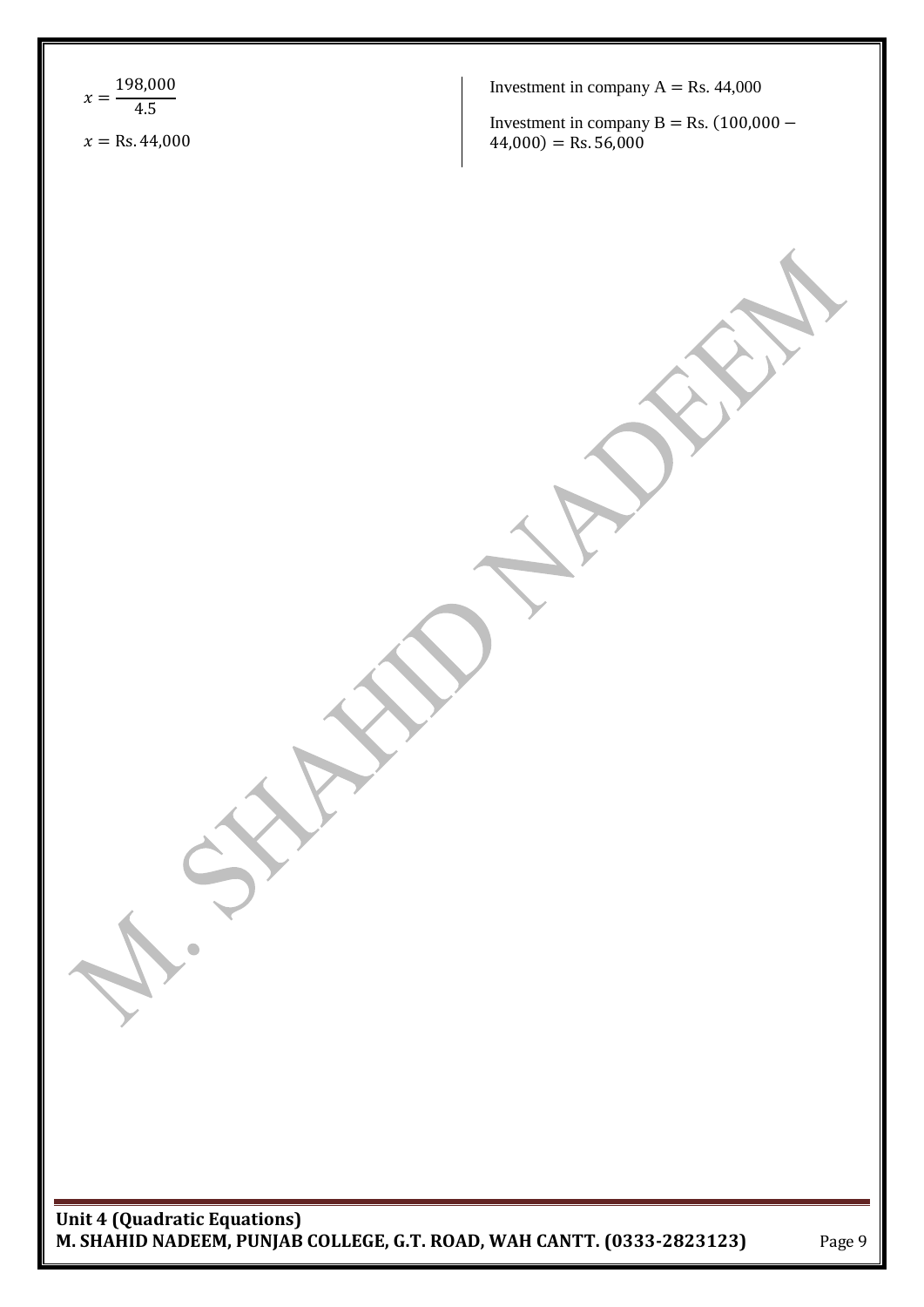$$x = \frac{198,000}{4.5}$$

$x = \text{Rs.}\,44,000$

Investment in company A $=$ Rs. 44,000

Investment in company B $=$ Rs. $(100,000 - 44,000) = \text{Rs.}\,56,000$